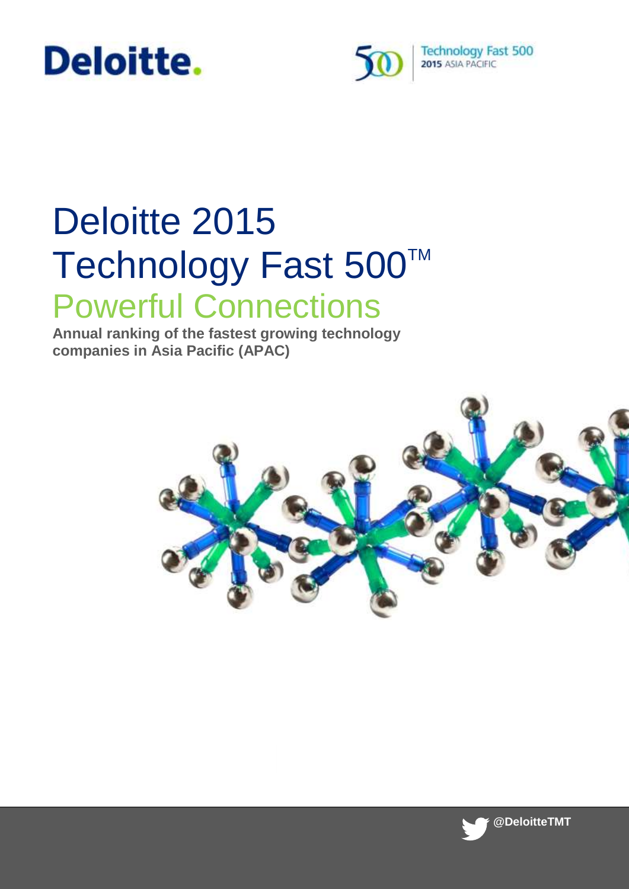Deloitte.

Technology Fast 500
2015 ASIA PACIFIC

# Deloitte 2015 Technology Fast 500™

## Powerful Connections

**Annual ranking of the fastest growing technology companies in Asia Pacific (APAC)**

**@DeloitteTMT**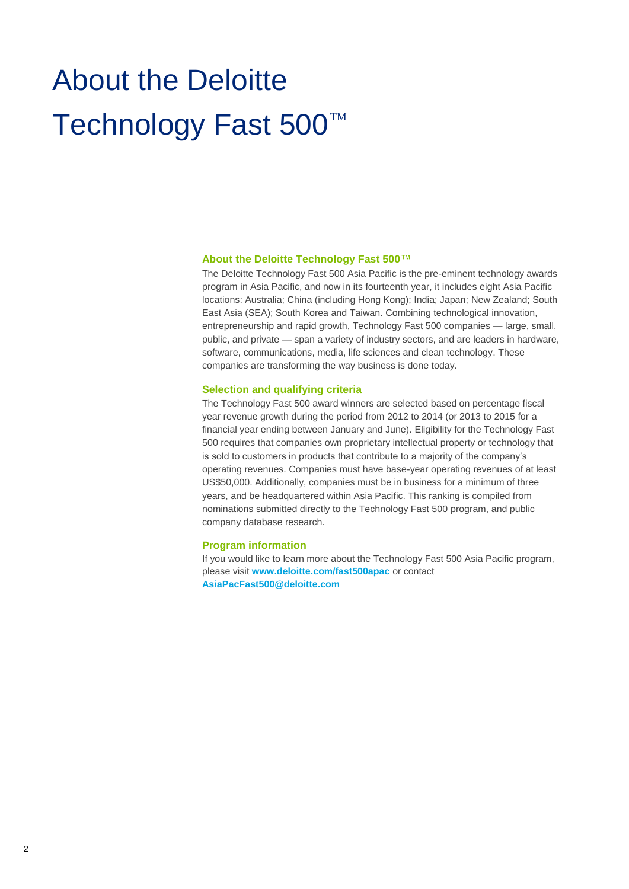# About the Deloitte Technology Fast 500™

## About the Deloitte Technology Fast 500™

The Deloitte Technology Fast 500 Asia Pacific is the pre-eminent technology awards program in Asia Pacific, and now in its fourteenth year, it includes eight Asia Pacific locations: Australia; China (including Hong Kong); India; Japan; New Zealand; South East Asia (SEA); South Korea and Taiwan. Combining technological innovation, entrepreneurship and rapid growth, Technology Fast 500 companies — large, small, public, and private — span a variety of industry sectors, and are leaders in hardware, software, communications, media, life sciences and clean technology. These companies are transforming the way business is done today.

## Selection and qualifying criteria

The Technology Fast 500 award winners are selected based on percentage fiscal year revenue growth during the period from 2012 to 2014 (or 2013 to 2015 for a financial year ending between January and June). Eligibility for the Technology Fast 500 requires that companies own proprietary intellectual property or technology that is sold to customers in products that contribute to a majority of the company's operating revenues. Companies must have base-year operating revenues of at least US$50,000. Additionally, companies must be in business for a minimum of three years, and be headquartered within Asia Pacific. This ranking is compiled from nominations submitted directly to the Technology Fast 500 program, and public company database research.

## Program information

If you would like to learn more about the Technology Fast 500 Asia Pacific program, please visit **www.deloitte.com/fast500apac** or contact **AsiaPacFast500@deloitte.com**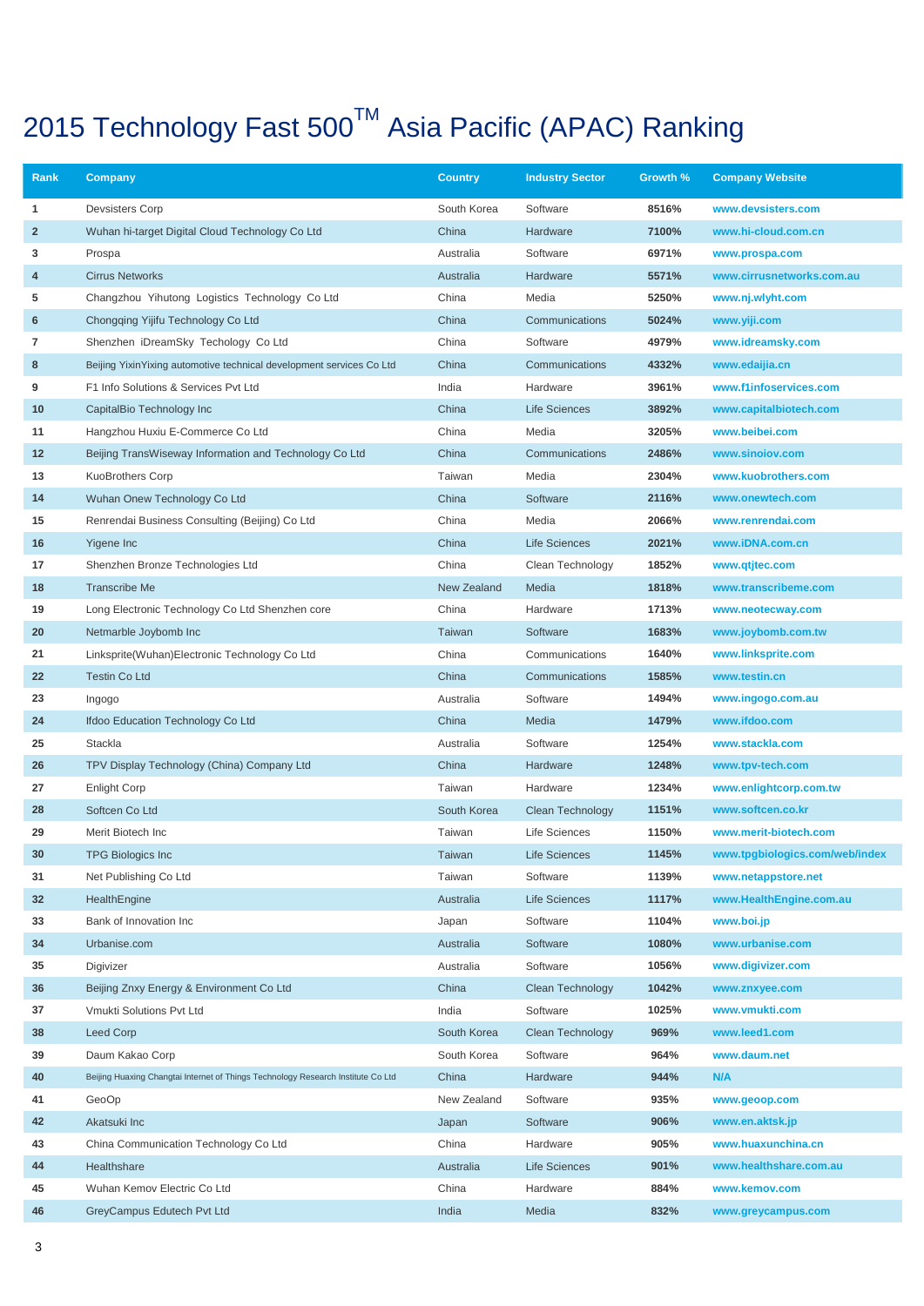# 2015 Technology Fast 500™ Asia Pacific (APAC) Ranking

| Rank | Company | Country | Industry Sector | Growth % | Company Website |
|---|---|---|---|---|---|
| 1 | Devsisters Corp | South Korea | Software | 8516% | www.devsisters.com |
| 2 | Wuhan hi-target Digital Cloud Technology Co Ltd | China | Hardware | 7100% | www.hi-cloud.com.cn |
| 3 | Prospa | Australia | Software | 6971% | www.prospa.com |
| 4 | Cirrus Networks | Australia | Hardware | 5571% | www.cirrusnetworks.com.au |
| 5 | Changzhou Yihutong Logistics Technology Co Ltd | China | Media | 5250% | www.nj.wlyht.com |
| 6 | Chongqing Yijifu Technology Co Ltd | China | Communications | 5024% | www.yiji.com |
| 7 | Shenzhen iDreamSky Techology Co Ltd | China | Software | 4979% | www.idreamsky.com |
| 8 | Beijing YixinYixing automotive technical development services Co Ltd | China | Communications | 4332% | www.edaijia.cn |
| 9 | F1 Info Solutions & Services Pvt Ltd | India | Hardware | 3961% | www.f1infoservices.com |
| 10 | CapitalBio Technology Inc | China | Life Sciences | 3892% | www.capitalbiotech.com |
| 11 | Hangzhou Huxiu E-Commerce Co Ltd | China | Media | 3205% | www.beibei.com |
| 12 | Beijing TransWiseway Information and Technology Co Ltd | China | Communications | 2486% | www.sinoiov.com |
| 13 | KuoBrothers Corp | Taiwan | Media | 2304% | www.kuobrothers.com |
| 14 | Wuhan Onew Technology Co Ltd | China | Software | 2116% | www.onewtech.com |
| 15 | Renrendai Business Consulting (Beijing) Co Ltd | China | Media | 2066% | www.renrendai.com |
| 16 | Yigene Inc | China | Life Sciences | 2021% | www.iDNA.com.cn |
| 17 | Shenzhen Bronze Technologies Ltd | China | Clean Technology | 1852% | www.qtjtec.com |
| 18 | Transcribe Me | New Zealand | Media | 1818% | www.transcribeme.com |
| 19 | Long Electronic Technology Co Ltd Shenzhen core | China | Hardware | 1713% | www.neotecway.com |
| 20 | Netmarble Joybomb Inc | Taiwan | Software | 1683% | www.joybomb.com.tw |
| 21 | Linksprite(Wuhan)Electronic Technology Co Ltd | China | Communications | 1640% | www.linksprite.com |
| 22 | Testin Co Ltd | China | Communications | 1585% | www.testin.cn |
| 23 | Ingogo | Australia | Software | 1494% | www.ingogo.com.au |
| 24 | Ifdoo Education Technology Co Ltd | China | Media | 1479% | www.ifdoo.com |
| 25 | Stackla | Australia | Software | 1254% | www.stackla.com |
| 26 | TPV Display Technology (China) Company Ltd | China | Hardware | 1248% | www.tpv-tech.com |
| 27 | Enlight Corp | Taiwan | Hardware | 1234% | www.enlightcorp.com.tw |
| 28 | Softcen Co Ltd | South Korea | Clean Technology | 1151% | www.softcen.co.kr |
| 29 | Merit Biotech Inc | Taiwan | Life Sciences | 1150% | www.merit-biotech.com |
| 30 | TPG Biologics Inc | Taiwan | Life Sciences | 1145% | www.tpgbiologics.com/web/index |
| 31 | Net Publishing Co Ltd | Taiwan | Software | 1139% | www.netappstore.net |
| 32 | HealthEngine | Australia | Life Sciences | 1117% | www.HealthEngine.com.au |
| 33 | Bank of Innovation Inc | Japan | Software | 1104% | www.boi.jp |
| 34 | Urbanise.com | Australia | Software | 1080% | www.urbanise.com |
| 35 | Digivizer | Australia | Software | 1056% | www.digivizer.com |
| 36 | Beijing Znxy Energy & Environment Co Ltd | China | Clean Technology | 1042% | www.znxyee.com |
| 37 | Vmukti Solutions Pvt Ltd | India | Software | 1025% | www.vmukti.com |
| 38 | Leed Corp | South Korea | Clean Technology | 969% | www.leed1.com |
| 39 | Daum Kakao Corp | South Korea | Software | 964% | www.daum.net |
| 40 | Beijing Huaxing Changtai Internet of Things Technology Research Institute Co Ltd | China | Hardware | 944% | N/A |
| 41 | GeoOp | New Zealand | Software | 935% | www.geoop.com |
| 42 | Akatsuki Inc | Japan | Software | 906% | www.en.aktsk.jp |
| 43 | China Communication Technology Co Ltd | China | Hardware | 905% | www.huaxunchina.cn |
| 44 | Healthshare | Australia | Life Sciences | 901% | www.healthshare.com.au |
| 45 | Wuhan Kemov Electric Co Ltd | China | Hardware | 884% | www.kemov.com |
| 46 | GreyCampus Edutech Pvt Ltd | India | Media | 832% | www.greycampus.com |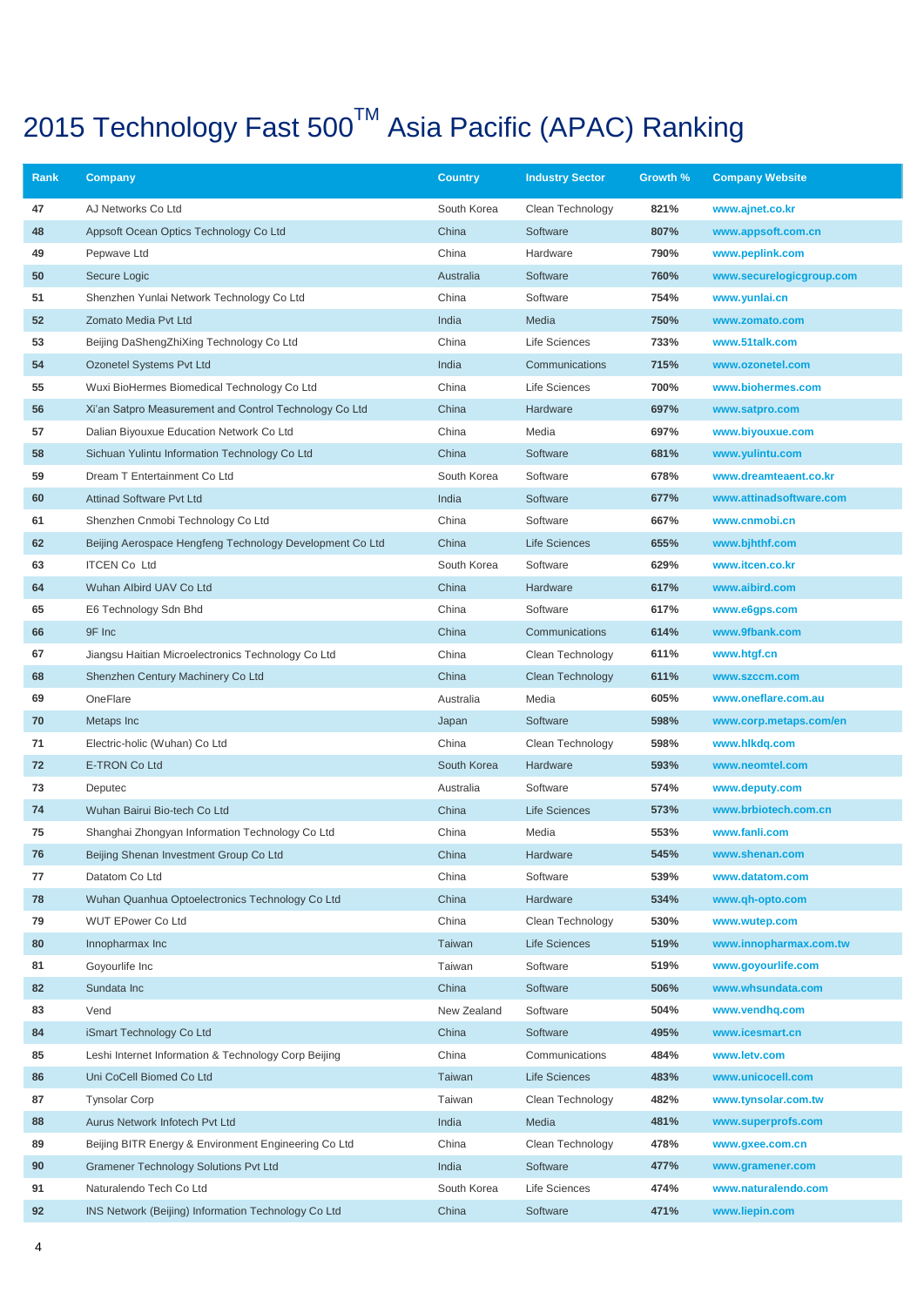# 2015 Technology Fast 500™ Asia Pacific (APAC) Ranking

| Rank | Company | Country | Industry Sector | Growth % | Company Website |
|---|---|---|---|---|---|
| 47 | AJ Networks Co Ltd | South Korea | Clean Technology | 821% | www.ajnet.co.kr |
| 48 | Appsoft Ocean Optics Technology Co Ltd | China | Software | 807% | www.appsoft.com.cn |
| 49 | Pepwave Ltd | China | Hardware | 790% | www.peplink.com |
| 50 | Secure Logic | Australia | Software | 760% | www.securelogicgroup.com |
| 51 | Shenzhen Yunlai Network Technology Co Ltd | China | Software | 754% | www.yunlai.cn |
| 52 | Zomato Media Pvt Ltd | India | Media | 750% | www.zomato.com |
| 53 | Beijing DaShengZhiXing Technology Co Ltd | China | Life Sciences | 733% | www.51talk.com |
| 54 | Ozonetel Systems Pvt Ltd | India | Communications | 715% | www.ozonetel.com |
| 55 | Wuxi BioHermes Biomedical Technology Co Ltd | China | Life Sciences | 700% | www.biohermes.com |
| 56 | Xi'an Satpro Measurement and Control Technology Co Ltd | China | Hardware | 697% | www.satpro.com |
| 57 | Dalian Biyouxue Education Network Co Ltd | China | Media | 697% | www.biyouxue.com |
| 58 | Sichuan Yulintu Information Technology Co Ltd | China | Software | 681% | www.yulintu.com |
| 59 | Dream T Entertainment Co Ltd | South Korea | Software | 678% | www.dreamteaent.co.kr |
| 60 | Attinad Software Pvt Ltd | India | Software | 677% | www.attinadsoftware.com |
| 61 | Shenzhen Cnmobi Technology Co Ltd | China | Software | 667% | www.cnmobi.cn |
| 62 | Beijing Aerospace Hengfeng Technology Development Co Ltd | China | Life Sciences | 655% | www.bjhthf.com |
| 63 | ITCEN Co Ltd | South Korea | Software | 629% | www.itcen.co.kr |
| 64 | Wuhan Albird UAV Co Ltd | China | Hardware | 617% | www.aibird.com |
| 65 | E6 Technology Sdn Bhd | China | Software | 617% | www.e6gps.com |
| 66 | 9F Inc | China | Communications | 614% | www.9fbank.com |
| 67 | Jiangsu Haitian Microelectronics Technology Co Ltd | China | Clean Technology | 611% | www.htgf.cn |
| 68 | Shenzhen Century Machinery Co Ltd | China | Clean Technology | 611% | www.szccm.com |
| 69 | OneFlare | Australia | Media | 605% | www.oneflare.com.au |
| 70 | Metaps Inc | Japan | Software | 598% | www.corp.metaps.com/en |
| 71 | Electric-holic (Wuhan) Co Ltd | China | Clean Technology | 598% | www.hlkdq.com |
| 72 | E-TRON Co Ltd | South Korea | Hardware | 593% | www.neomtel.com |
| 73 | Deputec | Australia | Software | 574% | www.deputy.com |
| 74 | Wuhan Bairui Bio-tech Co Ltd | China | Life Sciences | 573% | www.brbiotech.com.cn |
| 75 | Shanghai Zhongyan Information Technology Co Ltd | China | Media | 553% | www.fanli.com |
| 76 | Beijing Shenan Investment Group Co Ltd | China | Hardware | 545% | www.shenan.com |
| 77 | Datatom Co Ltd | China | Software | 539% | www.datatom.com |
| 78 | Wuhan Quanhua Optoelectronics Technology Co Ltd | China | Hardware | 534% | www.qh-opto.com |
| 79 | WUT EPower Co Ltd | China | Clean Technology | 530% | www.wutep.com |
| 80 | Innopharmax Inc | Taiwan | Life Sciences | 519% | www.innopharmax.com.tw |
| 81 | Goyourlife Inc | Taiwan | Software | 519% | www.goyourlife.com |
| 82 | Sundata Inc | China | Software | 506% | www.whsundata.com |
| 83 | Vend | New Zealand | Software | 504% | www.vendhq.com |
| 84 | iSmart Technology Co Ltd | China | Software | 495% | www.icesmart.cn |
| 85 | Leshi Internet Information & Technology Corp Beijing | China | Communications | 484% | www.letv.com |
| 86 | Uni CoCell Biomed Co Ltd | Taiwan | Life Sciences | 483% | www.unicocell.com |
| 87 | Tynsolar Corp | Taiwan | Clean Technology | 482% | www.tynsolar.com.tw |
| 88 | Aurus Network Infotech Pvt Ltd | India | Media | 481% | www.superprofs.com |
| 89 | Beijing BITR Energy & Environment Engineering Co Ltd | China | Clean Technology | 478% | www.gxee.com.cn |
| 90 | Gramener Technology Solutions Pvt Ltd | India | Software | 477% | www.gramener.com |
| 91 | Naturalendo Tech Co Ltd | South Korea | Life Sciences | 474% | www.naturalendo.com |
| 92 | INS Network (Beijing) Information Technology Co Ltd | China | Software | 471% | www.liepin.com |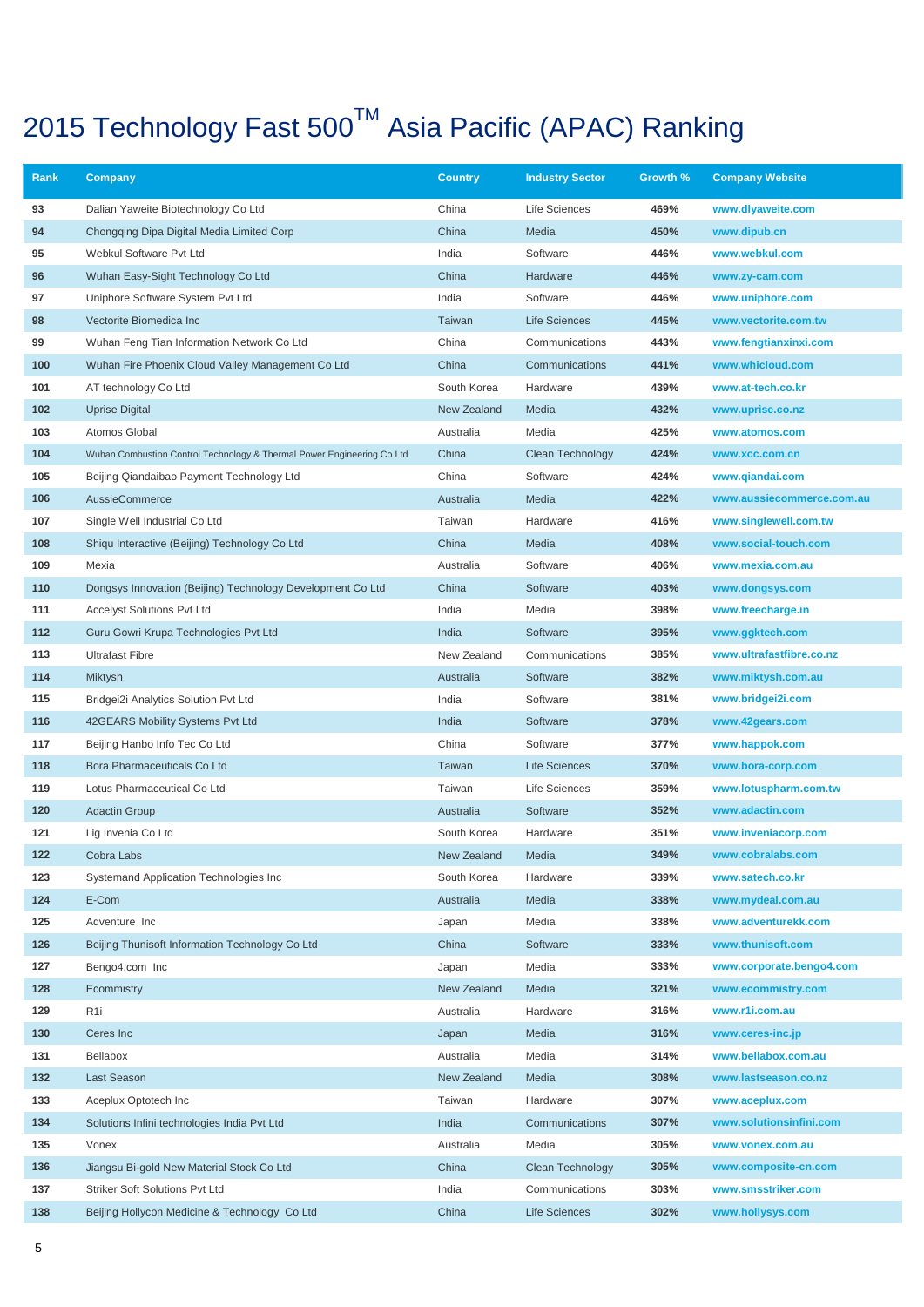# 2015 Technology Fast 500$^{TM}$ Asia Pacific (APAC) Ranking

| Rank | Company | Country | Industry Sector | Growth % | Company Website |
|---|---|---|---|---|---|
| 93 | Dalian Yaweite Biotechnology Co Ltd | China | Life Sciences | 469% | www.dlyaweite.com |
| 94 | Chongqing Dipa Digital Media Limited Corp | China | Media | 450% | www.dipub.cn |
| 95 | Webkul Software Pvt Ltd | India | Software | 446% | www.webkul.com |
| 96 | Wuhan Easy-Sight Technology Co Ltd | China | Hardware | 446% | www.zy-cam.com |
| 97 | Uniphore Software System Pvt Ltd | India | Software | 446% | www.uniphore.com |
| 98 | Vectorite Biomedica Inc | Taiwan | Life Sciences | 445% | www.vectorite.com.tw |
| 99 | Wuhan Feng Tian Information Network Co Ltd | China | Communications | 443% | www.fengtianxinxi.com |
| 100 | Wuhan Fire Phoenix Cloud Valley Management Co Ltd | China | Communications | 441% | www.whicloud.com |
| 101 | AT technology Co Ltd | South Korea | Hardware | 439% | www.at-tech.co.kr |
| 102 | Uprise Digital | New Zealand | Media | 432% | www.uprise.co.nz |
| 103 | Atomos Global | Australia | Media | 425% | www.atomos.com |
| 104 | Wuhan Combustion Control Technology & Thermal Power Engineering Co Ltd | China | Clean Technology | 424% | www.xcc.com.cn |
| 105 | Beijing Qiandaibao Payment Technology Ltd | China | Software | 424% | www.qiandai.com |
| 106 | AussieCommerce | Australia | Media | 422% | www.aussiecommerce.com.au |
| 107 | Single Well Industrial Co Ltd | Taiwan | Hardware | 416% | www.singlewell.com.tw |
| 108 | Shiqu Interactive (Beijing) Technology Co Ltd | China | Media | 408% | www.social-touch.com |
| 109 | Mexia | Australia | Software | 406% | www.mexia.com.au |
| 110 | Dongsys Innovation (Beijing) Technology Development Co Ltd | China | Software | 403% | www.dongsys.com |
| 111 | Accelyst Solutions Pvt Ltd | India | Media | 398% | www.freecharge.in |
| 112 | Guru Gowri Krupa Technologies Pvt Ltd | India | Software | 395% | www.ggktech.com |
| 113 | Ultrafast Fibre | New Zealand | Communications | 385% | www.ultrafastfibre.co.nz |
| 114 | Miktysh | Australia | Software | 382% | www.miktysh.com.au |
| 115 | Bridgei2i Analytics Solution Pvt Ltd | India | Software | 381% | www.bridgei2i.com |
| 116 | 42GEARS Mobility Systems Pvt Ltd | India | Software | 378% | www.42gears.com |
| 117 | Beijing Hanbo Info Tec Co Ltd | China | Software | 377% | www.happok.com |
| 118 | Bora Pharmaceuticals Co Ltd | Taiwan | Life Sciences | 370% | www.bora-corp.com |
| 119 | Lotus Pharmaceutical Co Ltd | Taiwan | Life Sciences | 359% | www.lotuspharm.com.tw |
| 120 | Adactin Group | Australia | Software | 352% | www.adactin.com |
| 121 | Lig Invenia Co Ltd | South Korea | Hardware | 351% | www.inveniacorp.com |
| 122 | Cobra Labs | New Zealand | Media | 349% | www.cobralabs.com |
| 123 | Systemand Application Technologies Inc | South Korea | Hardware | 339% | www.satech.co.kr |
| 124 | E-Com | Australia | Media | 338% | www.mydeal.com.au |
| 125 | Adventure Inc | Japan | Media | 338% | www.adventurekk.com |
| 126 | Beijing Thunisoft Information Technology Co Ltd | China | Software | 333% | www.thunisoft.com |
| 127 | Bengo4.com Inc | Japan | Media | 333% | www.corporate.bengo4.com |
| 128 | Ecommistry | New Zealand | Media | 321% | www.ecommistry.com |
| 129 | R1i | Australia | Hardware | 316% | www.r1i.com.au |
| 130 | Ceres Inc | Japan | Media | 316% | www.ceres-inc.jp |
| 131 | Bellabox | Australia | Media | 314% | www.bellabox.com.au |
| 132 | Last Season | New Zealand | Media | 308% | www.lastseason.co.nz |
| 133 | Aceplux Optotech Inc | Taiwan | Hardware | 307% | www.aceplux.com |
| 134 | Solutions Infini technologies India Pvt Ltd | India | Communications | 307% | www.solutionsinfini.com |
| 135 | Vonex | Australia | Media | 305% | www.vonex.com.au |
| 136 | Jiangsu Bi-gold New Material Stock Co Ltd | China | Clean Technology | 305% | www.composite-cn.com |
| 137 | Striker Soft Solutions Pvt Ltd | India | Communications | 303% | www.smsstriker.com |
| 138 | Beijing Hollycon Medicine & Technology Co Ltd | China | Life Sciences | 302% | www.hollysys.com |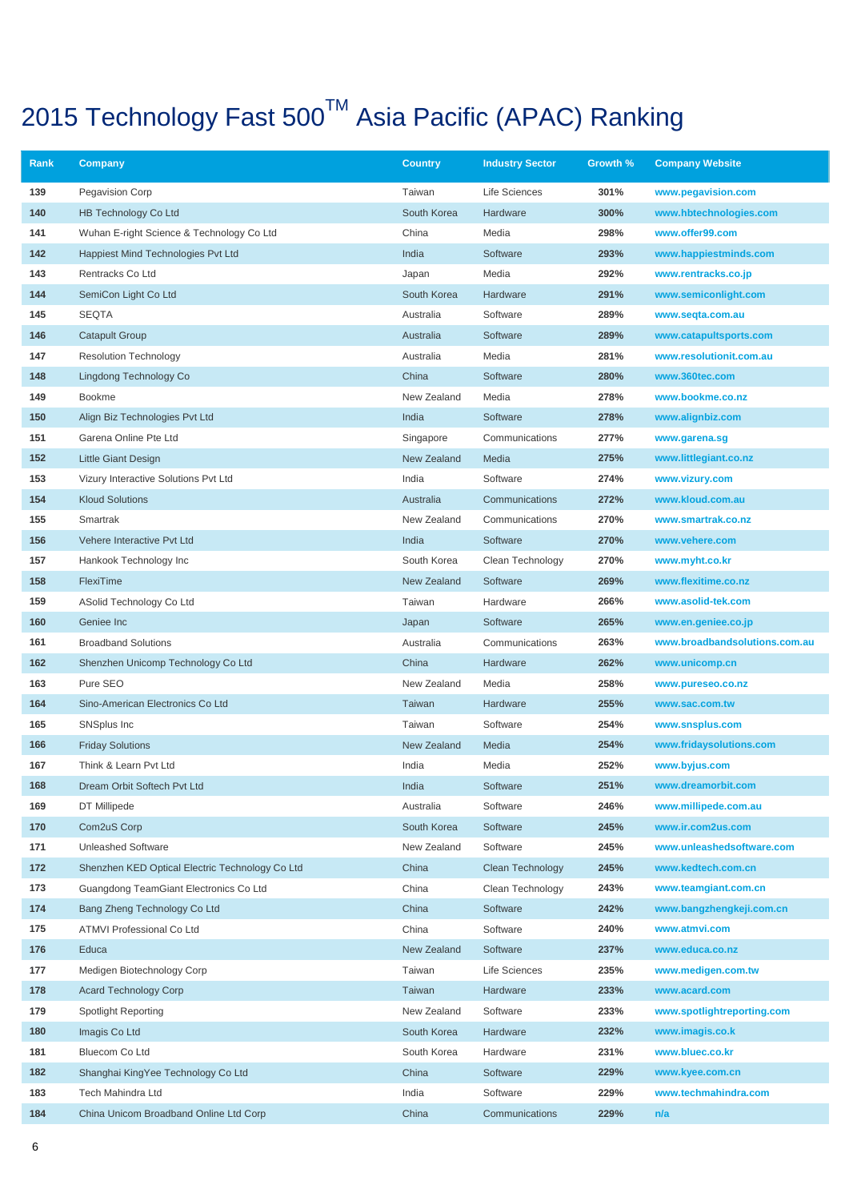# 2015 Technology Fast 500™ Asia Pacific (APAC) Ranking

| Rank | Company | Country | Industry Sector | Growth % | Company Website |
|---|---|---|---|---|---|
| 139 | Pegavision Corp | Taiwan | Life Sciences | 301% | www.pegavision.com |
| 140 | HB Technology Co Ltd | South Korea | Hardware | 300% | www.hbtechnologies.com |
| 141 | Wuhan E-right Science & Technology Co Ltd | China | Media | 298% | www.offer99.com |
| 142 | Happiest Mind Technologies Pvt Ltd | India | Software | 293% | www.happiestminds.com |
| 143 | Rentracks Co Ltd | Japan | Media | 292% | www.rentracks.co.jp |
| 144 | SemiCon Light Co Ltd | South Korea | Hardware | 291% | www.semiconlight.com |
| 145 | SEQTA | Australia | Software | 289% | www.seqta.com.au |
| 146 | Catapult Group | Australia | Software | 289% | www.catapultsports.com |
| 147 | Resolution Technology | Australia | Media | 281% | www.resolutionit.com.au |
| 148 | Lingdong Technology Co | China | Software | 280% | www.360tec.com |
| 149 | Bookme | New Zealand | Media | 278% | www.bookme.co.nz |
| 150 | Align Biz Technologies Pvt Ltd | India | Software | 278% | www.alignbiz.com |
| 151 | Garena Online Pte Ltd | Singapore | Communications | 277% | www.garena.sg |
| 152 | Little Giant Design | New Zealand | Media | 275% | www.littlegiant.co.nz |
| 153 | Vizury Interactive Solutions Pvt Ltd | India | Software | 274% | www.vizury.com |
| 154 | Kloud Solutions | Australia | Communications | 272% | www.kloud.com.au |
| 155 | Smartrak | New Zealand | Communications | 270% | www.smartrak.co.nz |
| 156 | Vehere Interactive Pvt Ltd | India | Software | 270% | www.vehere.com |
| 157 | Hankook Technology Inc | South Korea | Clean Technology | 270% | www.myht.co.kr |
| 158 | FlexiTime | New Zealand | Software | 269% | www.flexitime.co.nz |
| 159 | ASolid Technology Co Ltd | Taiwan | Hardware | 266% | www.asolid-tek.com |
| 160 | Geniee Inc | Japan | Software | 265% | www.en.geniee.co.jp |
| 161 | Broadband Solutions | Australia | Communications | 263% | www.broadbandsolutions.com.au |
| 162 | Shenzhen Unicomp Technology Co Ltd | China | Hardware | 262% | www.unicomp.cn |
| 163 | Pure SEO | New Zealand | Media | 258% | www.pureseo.co.nz |
| 164 | Sino-American Electronics Co Ltd | Taiwan | Hardware | 255% | www.sac.com.tw |
| 165 | SNSplus Inc | Taiwan | Software | 254% | www.snsplus.com |
| 166 | Friday Solutions | New Zealand | Media | 254% | www.fridaysolutions.com |
| 167 | Think & Learn Pvt Ltd | India | Media | 252% | www.byjus.com |
| 168 | Dream Orbit Softech Pvt Ltd | India | Software | 251% | www.dreamorbit.com |
| 169 | DT Millipede | Australia | Software | 246% | www.millipede.com.au |
| 170 | Com2uS Corp | South Korea | Software | 245% | www.ir.com2us.com |
| 171 | Unleashed Software | New Zealand | Software | 245% | www.unleashedsoftware.com |
| 172 | Shenzhen KED Optical Electric Technology Co Ltd | China | Clean Technology | 245% | www.kedtech.com.cn |
| 173 | Guangdong TeamGiant Electronics Co Ltd | China | Clean Technology | 243% | www.teamgiant.com.cn |
| 174 | Bang Zheng Technology Co Ltd | China | Software | 242% | www.bangzhengkeji.com.cn |
| 175 | ATMVI Professional Co Ltd | China | Software | 240% | www.atmvi.com |
| 176 | Educa | New Zealand | Software | 237% | www.educa.co.nz |
| 177 | Medigen Biotechnology Corp | Taiwan | Life Sciences | 235% | www.medigen.com.tw |
| 178 | Acard Technology Corp | Taiwan | Hardware | 233% | www.acard.com |
| 179 | Spotlight Reporting | New Zealand | Software | 233% | www.spotlightreporting.com |
| 180 | Imagis Co Ltd | South Korea | Hardware | 232% | www.imagis.co.k |
| 181 | Bluecom Co Ltd | South Korea | Hardware | 231% | www.bluec.co.kr |
| 182 | Shanghai KingYee Technology Co Ltd | China | Software | 229% | www.kyee.com.cn |
| 183 | Tech Mahindra Ltd | India | Software | 229% | www.techmahindra.com |
| 184 | China Unicom Broadband Online Ltd Corp | China | Communications | 229% | n/a |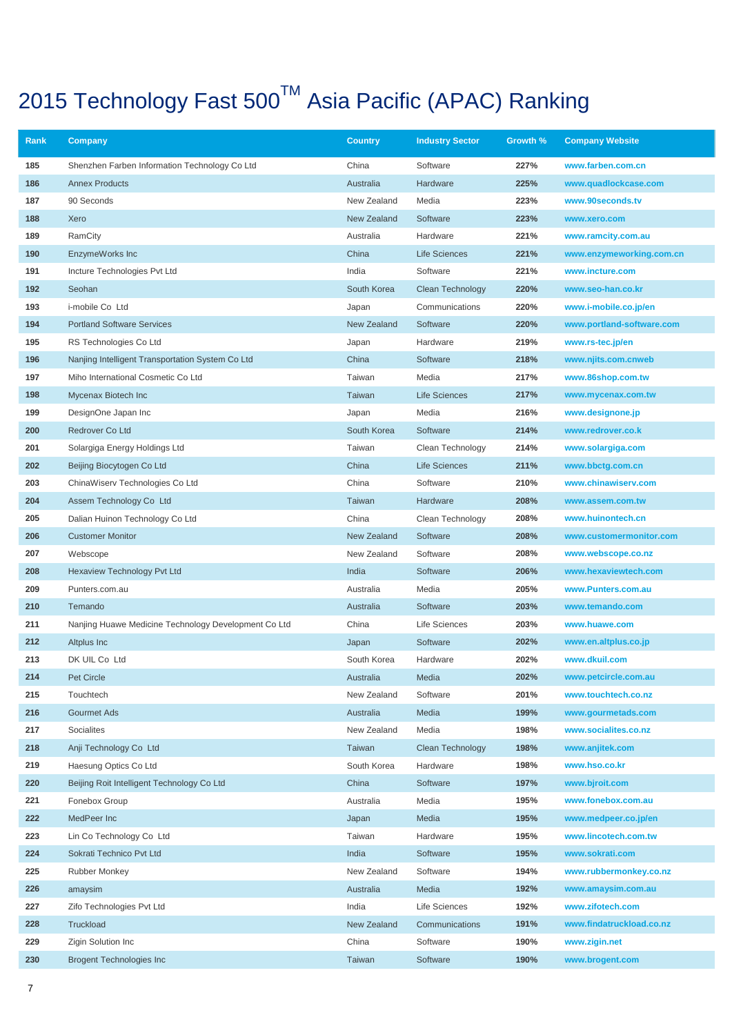# 2015 Technology Fast 500™ Asia Pacific (APAC) Ranking

| Rank | Company | Country | Industry Sector | Growth % | Company Website |
|---|---|---|---|---|---|
| 185 | Shenzhen Farben Information Technology Co Ltd | China | Software | 227% | www.farben.com.cn |
| 186 | Annex Products | Australia | Hardware | 225% | www.quadlockcase.com |
| 187 | 90 Seconds | New Zealand | Media | 223% | www.90seconds.tv |
| 188 | Xero | New Zealand | Software | 223% | www.xero.com |
| 189 | RamCity | Australia | Hardware | 221% | www.ramcity.com.au |
| 190 | EnzymeWorks Inc | China | Life Sciences | 221% | www.enzymeworking.com.cn |
| 191 | Incture Technologies Pvt Ltd | India | Software | 221% | www.incture.com |
| 192 | Seohan | South Korea | Clean Technology | 220% | www.seo-han.co.kr |
| 193 | i-mobile Co Ltd | Japan | Communications | 220% | www.i-mobile.co.jp/en |
| 194 | Portland Software Services | New Zealand | Software | 220% | www.portland-software.com |
| 195 | RS Technologies Co Ltd | Japan | Hardware | 219% | www.rs-tec.jp/en |
| 196 | Nanjing Intelligent Transportation System Co Ltd | China | Software | 218% | www.njits.com.cnweb |
| 197 | Miho International Cosmetic Co Ltd | Taiwan | Media | 217% | www.86shop.com.tw |
| 198 | Mycenax Biotech Inc | Taiwan | Life Sciences | 217% | www.mycenax.com.tw |
| 199 | DesignOne Japan Inc | Japan | Media | 216% | www.designone.jp |
| 200 | Redrover Co Ltd | South Korea | Software | 214% | www.redrover.co.k |
| 201 | Solargiga Energy Holdings Ltd | Taiwan | Clean Technology | 214% | www.solargiga.com |
| 202 | Beijing Biocytogen Co Ltd | China | Life Sciences | 211% | www.bbctg.com.cn |
| 203 | ChinaWiserv Technologies Co Ltd | China | Software | 210% | www.chinawiserv.com |
| 204 | Assem Technology Co Ltd | Taiwan | Hardware | 208% | www.assem.com.tw |
| 205 | Dalian Huinon Technology Co Ltd | China | Clean Technology | 208% | www.huinontech.cn |
| 206 | Customer Monitor | New Zealand | Software | 208% | www.customermonitor.com |
| 207 | Webscope | New Zealand | Software | 208% | www.webscope.co.nz |
| 208 | Hexaview Technology Pvt Ltd | India | Software | 206% | www.hexaviewtech.com |
| 209 | Punters.com.au | Australia | Media | 205% | www.Punters.com.au |
| 210 | Temando | Australia | Software | 203% | www.temando.com |
| 211 | Nanjing Huawe Medicine Technology Development Co Ltd | China | Life Sciences | 203% | www.huawe.com |
| 212 | Altplus Inc | Japan | Software | 202% | www.en.altplus.co.jp |
| 213 | DK UIL Co Ltd | South Korea | Hardware | 202% | www.dkuil.com |
| 214 | Pet Circle | Australia | Media | 202% | www.petcircle.com.au |
| 215 | Touchtech | New Zealand | Software | 201% | www.touchtech.co.nz |
| 216 | Gourmet Ads | Australia | Media | 199% | www.gourmetads.com |
| 217 | Socialites | New Zealand | Media | 198% | www.socialites.co.nz |
| 218 | Anji Technology Co Ltd | Taiwan | Clean Technology | 198% | www.anjitek.com |
| 219 | Haesung Optics Co Ltd | South Korea | Hardware | 198% | www.hso.co.kr |
| 220 | Beijing Roit Intelligent Technology Co Ltd | China | Software | 197% | www.bjroit.com |
| 221 | Fonebox Group | Australia | Media | 195% | www.fonebox.com.au |
| 222 | MedPeer Inc | Japan | Media | 195% | www.medpeer.co.jp/en |
| 223 | Lin Co Technology Co Ltd | Taiwan | Hardware | 195% | www.lincotech.com.tw |
| 224 | Sokrati Technico Pvt Ltd | India | Software | 195% | www.sokrati.com |
| 225 | Rubber Monkey | New Zealand | Software | 194% | www.rubbermonkey.co.nz |
| 226 | amaysim | Australia | Media | 192% | www.amaysim.com.au |
| 227 | Zifo Technologies Pvt Ltd | India | Life Sciences | 192% | www.zifotech.com |
| 228 | Truckload | New Zealand | Communications | 191% | www.findatruckload.co.nz |
| 229 | Zigin Solution Inc | China | Software | 190% | www.zigin.net |
| 230 | Brogent Technologies Inc | Taiwan | Software | 190% | www.brogent.com |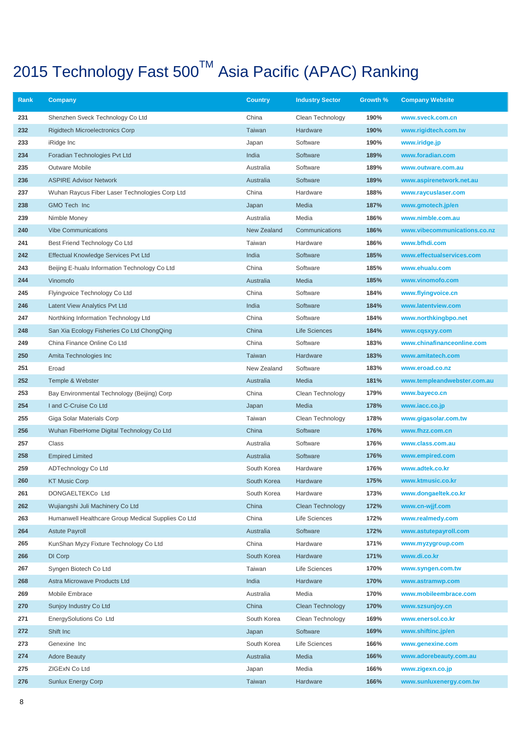# 2015 Technology Fast 500™ Asia Pacific (APAC) Ranking

| Rank | Company | Country | Industry Sector | Growth % | Company Website |
|---|---|---|---|---|---|
| 231 | Shenzhen Sveck Technology Co Ltd | China | Clean Technology | 190% | www.sveck.com.cn |
| 232 | Rigidtech Microelectronics Corp | Taiwan | Hardware | 190% | www.rigidtech.com.tw |
| 233 | iRidge Inc | Japan | Software | 190% | www.iridge.jp |
| 234 | Foradian Technologies Pvt Ltd | India | Software | 189% | www.foradian.com |
| 235 | Outware Mobile | Australia | Software | 189% | www.outware.com.au |
| 236 | ASPIRE Advisor Network | Australia | Software | 189% | www.aspirenetwork.net.au |
| 237 | Wuhan Raycus Fiber Laser Technologies Corp Ltd | China | Hardware | 188% | www.raycuslaser.com |
| 238 | GMO Tech Inc | Japan | Media | 187% | www.gmotech.jp/en |
| 239 | Nimble Money | Australia | Media | 186% | www.nimble.com.au |
| 240 | Vibe Communications | New Zealand | Communications | 186% | www.vibecommunications.co.nz |
| 241 | Best Friend Technology Co Ltd | Taiwan | Hardware | 186% | www.bfhdi.com |
| 242 | Effectual Knowledge Services Pvt Ltd | India | Software | 185% | www.effectualservices.com |
| 243 | Beijing E-hualu Information Technology Co Ltd | China | Software | 185% | www.ehualu.com |
| 244 | Vinomofo | Australia | Media | 185% | www.vinomofo.com |
| 245 | Flyingvoice Technology Co Ltd | China | Software | 184% | www.flyingvoice.cn |
| 246 | Latent View Analytics Pvt Ltd | India | Software | 184% | www.latentview.com |
| 247 | Northking Information Technology Ltd | China | Software | 184% | www.northkingbpo.net |
| 248 | San Xia Ecology Fisheries Co Ltd ChongQing | China | Life Sciences | 184% | www.cqsxyy.com |
| 249 | China Finance Online Co Ltd | China | Software | 183% | www.chinafinanceonline.com |
| 250 | Amita Technologies Inc | Taiwan | Hardware | 183% | www.amitatech.com |
| 251 | Eroad | New Zealand | Software | 183% | www.eroad.co.nz |
| 252 | Temple & Webster | Australia | Media | 181% | www.templeandwebster.com.au |
| 253 | Bay Environmental Technology (Beijing) Corp | China | Clean Technology | 179% | www.bayeco.cn |
| 254 | I and C-Cruise Co Ltd | Japan | Media | 178% | www.iacc.co.jp |
| 255 | Giga Solar Materials Corp | Taiwan | Clean Technology | 178% | www.gigasolar.com.tw |
| 256 | Wuhan FiberHome Digital Technology Co Ltd | China | Software | 176% | www.fhzz.com.cn |
| 257 | Class | Australia | Software | 176% | www.class.com.au |
| 258 | Empired Limited | Australia | Software | 176% | www.empired.com |
| 259 | ADTechnology Co Ltd | South Korea | Hardware | 176% | www.adtek.co.kr |
| 260 | KT Music Corp | South Korea | Hardware | 175% | www.ktmusic.co.kr |
| 261 | DONGAELTEKCo Ltd | South Korea | Hardware | 173% | www.dongaeltek.co.kr |
| 262 | Wujiangshi Juli Machinery Co Ltd | China | Clean Technology | 172% | www.cn-wjjf.com |
| 263 | Humanwell Healthcare Group Medical Supplies Co Ltd | China | Life Sciences | 172% | www.realmedy.com |
| 264 | Astute Payroll | Australia | Software | 172% | www.astutepayroll.com |
| 265 | KunShan Myzy Fixture Technology Co Ltd | China | Hardware | 171% | www.myzygroup.com |
| 266 | DI Corp | South Korea | Hardware | 171% | www.di.co.kr |
| 267 | Syngen Biotech Co Ltd | Taiwan | Life Sciences | 170% | www.syngen.com.tw |
| 268 | Astra Microwave Products Ltd | India | Hardware | 170% | www.astramwp.com |
| 269 | Mobile Embrace | Australia | Media | 170% | www.mobileembrace.com |
| 270 | Sunjoy Industry Co Ltd | China | Clean Technology | 170% | www.szsunjoy.cn |
| 271 | EnergySolutions Co Ltd | South Korea | Clean Technology | 169% | www.enersol.co.kr |
| 272 | Shift Inc | Japan | Software | 169% | www.shiftinc.jp/en |
| 273 | Genexine Inc | South Korea | Life Sciences | 166% | www.genexine.com |
| 274 | Adore Beauty | Australia | Media | 166% | www.adorebeauty.com.au |
| 275 | ZIGExN Co Ltd | Japan | Media | 166% | www.zigexn.co.jp |
| 276 | Sunlux Energy Corp | Taiwan | Hardware | 166% | www.sunluxenergy.com.tw |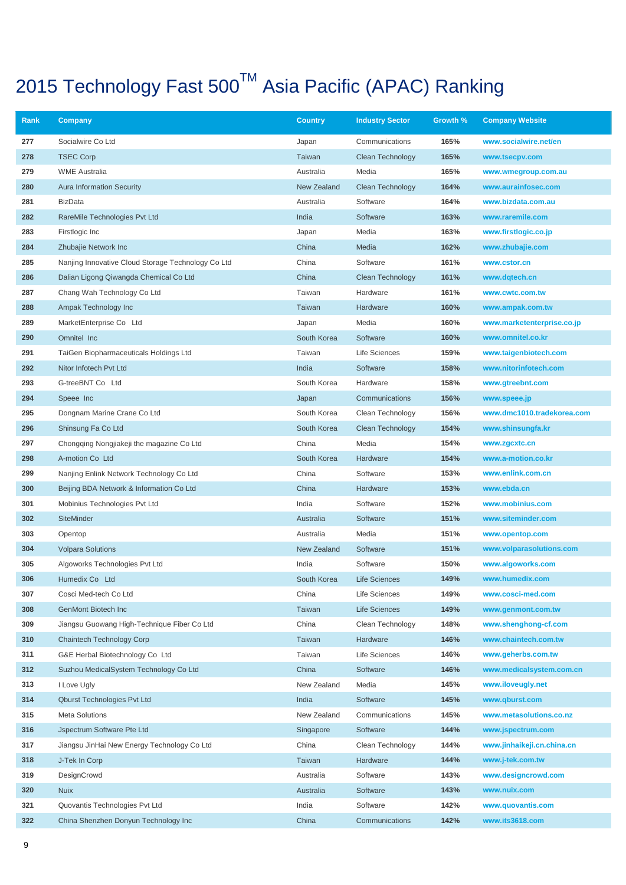# 2015 Technology Fast 500™ Asia Pacific (APAC) Ranking

| Rank | Company | Country | Industry Sector | Growth % | Company Website |
|---|---|---|---|---|---|
| 277 | Socialwire Co Ltd | Japan | Communications | 165% | www.socialwire.net/en |
| 278 | TSEC Corp | Taiwan | Clean Technology | 165% | www.tsecpv.com |
| 279 | WME Australia | Australia | Media | 165% | www.wmegroup.com.au |
| 280 | Aura Information Security | New Zealand | Clean Technology | 164% | www.aurainfosec.com |
| 281 | BizData | Australia | Software | 164% | www.bizdata.com.au |
| 282 | RareMile Technologies Pvt Ltd | India | Software | 163% | www.raremile.com |
| 283 | Firstlogic Inc | Japan | Media | 163% | www.firstlogic.co.jp |
| 284 | Zhubajie Network Inc | China | Media | 162% | www.zhubajie.com |
| 285 | Nanjing Innovative Cloud Storage Technology Co Ltd | China | Software | 161% | www.cstor.cn |
| 286 | Dalian Ligong Qiwangda Chemical Co Ltd | China | Clean Technology | 161% | www.dqtech.cn |
| 287 | Chang Wah Technology Co Ltd | Taiwan | Hardware | 161% | www.cwtc.com.tw |
| 288 | Ampak Technology Inc | Taiwan | Hardware | 160% | www.ampak.com.tw |
| 289 | MarketEnterprise Co Ltd | Japan | Media | 160% | www.marketenterprise.co.jp |
| 290 | Omnitel Inc | South Korea | Software | 160% | www.omnitel.co.kr |
| 291 | TaiGen Biopharmaceuticals Holdings Ltd | Taiwan | Life Sciences | 159% | www.taigenbiotech.com |
| 292 | Nitor Infotech Pvt Ltd | India | Software | 158% | www.nitorinfotech.com |
| 293 | G-treeBNT Co Ltd | South Korea | Hardware | 158% | www.gtreebnt.com |
| 294 | Speee Inc | Japan | Communications | 156% | www.speee.jp |
| 295 | Dongnam Marine Crane Co Ltd | South Korea | Clean Technology | 156% | www.dmc1010.tradekorea.com |
| 296 | Shinsung Fa Co Ltd | South Korea | Clean Technology | 154% | www.shinsungfa.kr |
| 297 | Chongqing Nongjiakeji the magazine Co Ltd | China | Media | 154% | www.zgcxtc.cn |
| 298 | A-motion Co Ltd | South Korea | Hardware | 154% | www.a-motion.co.kr |
| 299 | Nanjing Enlink Network Technology Co Ltd | China | Software | 153% | www.enlink.com.cn |
| 300 | Beijing BDA Network & Information Co Ltd | China | Hardware | 153% | www.ebda.cn |
| 301 | Mobinius Technologies Pvt Ltd | India | Software | 152% | www.mobinius.com |
| 302 | SiteMinder | Australia | Software | 151% | www.siteminder.com |
| 303 | Opentop | Australia | Media | 151% | www.opentop.com |
| 304 | Volpara Solutions | New Zealand | Software | 151% | www.volparasolutions.com |
| 305 | Algoworks Technologies Pvt Ltd | India | Software | 150% | www.algoworks.com |
| 306 | Humedix Co Ltd | South Korea | Life Sciences | 149% | www.humedix.com |
| 307 | Cosci Med-tech Co Ltd | China | Life Sciences | 149% | www.cosci-med.com |
| 308 | GenMont Biotech Inc | Taiwan | Life Sciences | 149% | www.genmont.com.tw |
| 309 | Jiangsu Guowang High-Technique Fiber Co Ltd | China | Clean Technology | 148% | www.shenghong-cf.com |
| 310 | Chaintech Technology Corp | Taiwan | Hardware | 146% | www.chaintech.com.tw |
| 311 | G&E Herbal Biotechnology Co Ltd | Taiwan | Life Sciences | 146% | www.geherbs.com.tw |
| 312 | Suzhou MedicalSystem Technology Co Ltd | China | Software | 146% | www.medicalsystem.com.cn |
| 313 | I Love Ugly | New Zealand | Media | 145% | www.iloveugly.net |
| 314 | Qburst Technologies Pvt Ltd | India | Software | 145% | www.qburst.com |
| 315 | Meta Solutions | New Zealand | Communications | 145% | www.metasolutions.co.nz |
| 316 | Jspectrum Software Pte Ltd | Singapore | Software | 144% | www.jspectrum.com |
| 317 | Jiangsu JinHai New Energy Technology Co Ltd | China | Clean Technology | 144% | www.jinhaikeji.cn.china.cn |
| 318 | J-Tek In Corp | Taiwan | Hardware | 144% | www.j-tek.com.tw |
| 319 | DesignCrowd | Australia | Software | 143% | www.designcrowd.com |
| 320 | Nuix | Australia | Software | 143% | www.nuix.com |
| 321 | Quovantis Technologies Pvt Ltd | India | Software | 142% | www.quovantis.com |
| 322 | China Shenzhen Donyun Technology Inc | China | Communications | 142% | www.its3618.com |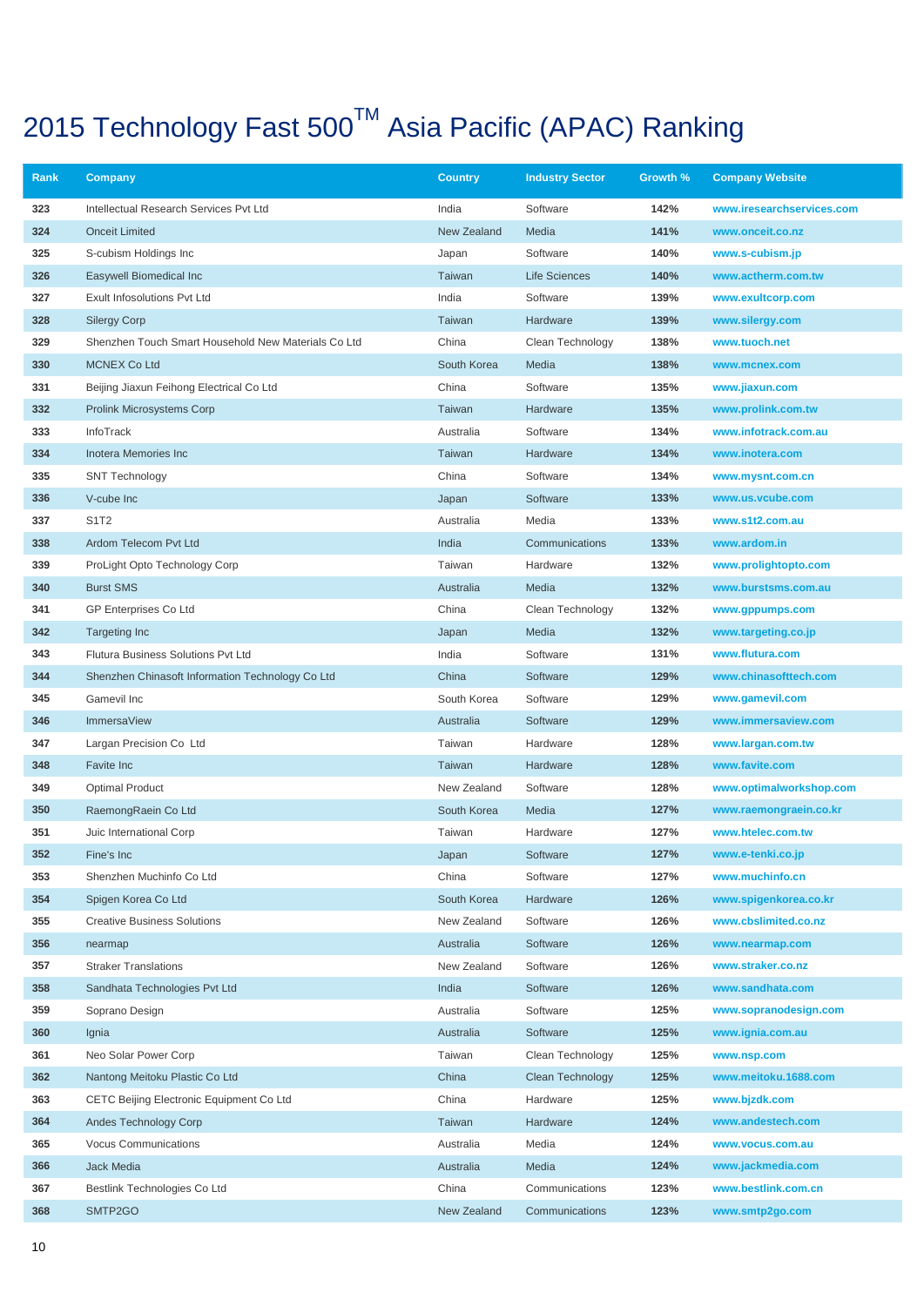# 2015 Technology Fast 500™ Asia Pacific (APAC) Ranking

| Rank | Company | Country | Industry Sector | Growth % | Company Website |
|---|---|---|---|---|---|
| 323 | Intellectual Research Services Pvt Ltd | India | Software | 142% | www.iresearchservices.com |
| 324 | Onceit Limited | New Zealand | Media | 141% | www.onceit.co.nz |
| 325 | S-cubism Holdings Inc | Japan | Software | 140% | www.s-cubism.jp |
| 326 | Easywell Biomedical Inc | Taiwan | Life Sciences | 140% | www.actherm.com.tw |
| 327 | Exult Infosolutions Pvt Ltd | India | Software | 139% | www.exultcorp.com |
| 328 | Silergy Corp | Taiwan | Hardware | 139% | www.silergy.com |
| 329 | Shenzhen Touch Smart Household New Materials Co Ltd | China | Clean Technology | 138% | www.tuoch.net |
| 330 | MCNEX Co Ltd | South Korea | Media | 138% | www.mcnex.com |
| 331 | Beijing Jiaxun Feihong Electrical Co Ltd | China | Software | 135% | www.jiaxun.com |
| 332 | Prolink Microsystems Corp | Taiwan | Hardware | 135% | www.prolink.com.tw |
| 333 | InfoTrack | Australia | Software | 134% | www.infotrack.com.au |
| 334 | Inotera Memories Inc | Taiwan | Hardware | 134% | www.inotera.com |
| 335 | SNT Technology | China | Software | 134% | www.mysnt.com.cn |
| 336 | V-cube Inc | Japan | Software | 133% | www.us.vcube.com |
| 337 | S1T2 | Australia | Media | 133% | www.s1t2.com.au |
| 338 | Ardom Telecom Pvt Ltd | India | Communications | 133% | www.ardom.in |
| 339 | ProLight Opto Technology Corp | Taiwan | Hardware | 132% | www.prolightopto.com |
| 340 | Burst SMS | Australia | Media | 132% | www.burstsms.com.au |
| 341 | GP Enterprises Co Ltd | China | Clean Technology | 132% | www.gppumps.com |
| 342 | Targeting Inc | Japan | Media | 132% | www.targeting.co.jp |
| 343 | Flutura Business Solutions Pvt Ltd | India | Software | 131% | www.flutura.com |
| 344 | Shenzhen Chinasoft Information Technology Co Ltd | China | Software | 129% | www.chinasofttech.com |
| 345 | Gamevil Inc | South Korea | Software | 129% | www.gamevil.com |
| 346 | ImmersaView | Australia | Software | 129% | www.immersaview.com |
| 347 | Largan Precision Co Ltd | Taiwan | Hardware | 128% | www.largan.com.tw |
| 348 | Favite Inc | Taiwan | Hardware | 128% | www.favite.com |
| 349 | Optimal Product | New Zealand | Software | 128% | www.optimalworkshop.com |
| 350 | RaemongRaein Co Ltd | South Korea | Media | 127% | www.raemongraein.co.kr |
| 351 | Juic International Corp | Taiwan | Hardware | 127% | www.htelec.com.tw |
| 352 | Fine's Inc | Japan | Software | 127% | www.e-tenki.co.jp |
| 353 | Shenzhen Muchinfo Co Ltd | China | Software | 127% | www.muchinfo.cn |
| 354 | Spigen Korea Co Ltd | South Korea | Hardware | 126% | www.spigenkorea.co.kr |
| 355 | Creative Business Solutions | New Zealand | Software | 126% | www.cbslimited.co.nz |
| 356 | nearmap | Australia | Software | 126% | www.nearmap.com |
| 357 | Straker Translations | New Zealand | Software | 126% | www.straker.co.nz |
| 358 | Sandhata Technologies Pvt Ltd | India | Software | 126% | www.sandhata.com |
| 359 | Soprano Design | Australia | Software | 125% | www.sopranodesign.com |
| 360 | Ignia | Australia | Software | 125% | www.ignia.com.au |
| 361 | Neo Solar Power Corp | Taiwan | Clean Technology | 125% | www.nsp.com |
| 362 | Nantong Meitoku Plastic Co Ltd | China | Clean Technology | 125% | www.meitoku.1688.com |
| 363 | CETC Beijing Electronic Equipment Co Ltd | China | Hardware | 125% | www.bjzdk.com |
| 364 | Andes Technology Corp | Taiwan | Hardware | 124% | www.andestech.com |
| 365 | Vocus Communications | Australia | Media | 124% | www.vocus.com.au |
| 366 | Jack Media | Australia | Media | 124% | www.jackmedia.com |
| 367 | Bestlink Technologies Co Ltd | China | Communications | 123% | www.bestlink.com.cn |
| 368 | SMTP2GO | New Zealand | Communications | 123% | www.smtp2go.com |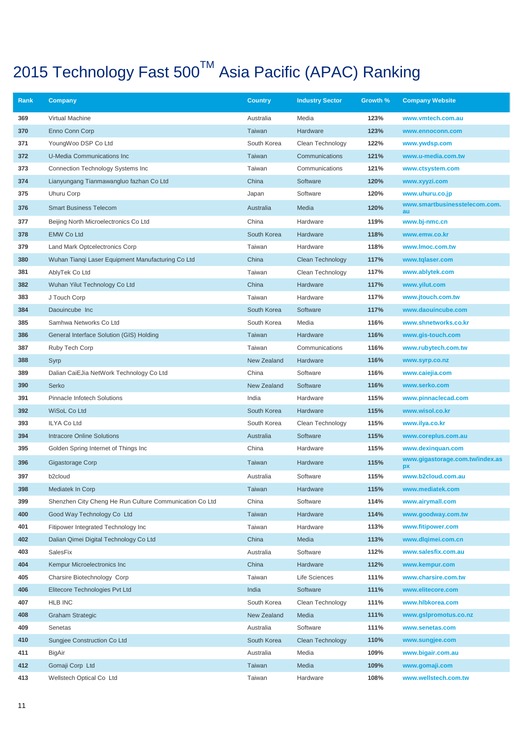# 2015 Technology Fast 500™ Asia Pacific (APAC) Ranking

| Rank | Company | Country | Industry Sector | Growth % | Company Website |
|---|---|---|---|---|---|
| 369 | Virtual Machine | Australia | Media | 123% | www.vmtech.com.au |
| 370 | Enno Conn Corp | Taiwan | Hardware | 123% | www.ennoconn.com |
| 371 | YoungWoo DSP Co Ltd | South Korea | Clean Technology | 122% | www.ywdsp.com |
| 372 | U-Media Communications Inc | Taiwan | Communications | 121% | www.u-media.com.tw |
| 373 | Connection Technology Systems Inc | Taiwan | Communications | 121% | www.ctsystem.com |
| 374 | Lianyungang Tianmawangluo fazhan Co Ltd | China | Software | 120% | www.xyyzi.com |
| 375 | Uhuru Corp | Japan | Software | 120% | www.uhuru.co.jp |
| 376 | Smart Business Telecom | Australia | Media | 120% | www.smartbusinesstelecom.com.au |
| 377 | Beijing North Microelectronics Co Ltd | China | Hardware | 119% | www.bj-nmc.cn |
| 378 | EMW Co Ltd | South Korea | Hardware | 118% | www.emw.co.kr |
| 379 | Land Mark Optcelectronics Corp | Taiwan | Hardware | 118% | www.lmoc.com.tw |
| 380 | Wuhan Tianqi Laser Equipment Manufacturing Co Ltd | China | Clean Technology | 117% | www.tqlaser.com |
| 381 | AblyTek Co Ltd | Taiwan | Clean Technology | 117% | www.ablytek.com |
| 382 | Wuhan Yilut Technology Co Ltd | China | Hardware | 117% | www.yilut.com |
| 383 | J Touch Corp | Taiwan | Hardware | 117% | www.jtouch.com.tw |
| 384 | Daouincube Inc | South Korea | Software | 117% | www.daouincube.com |
| 385 | Samhwa Networks Co Ltd | South Korea | Media | 116% | www.shnetworks.co.kr |
| 386 | General Interface Solution (GIS) Holding | Taiwan | Hardware | 116% | www.gis-touch.com |
| 387 | Ruby Tech Corp | Taiwan | Communications | 116% | www.rubytech.com.tw |
| 388 | Syrp | New Zealand | Hardware | 116% | www.syrp.co.nz |
| 389 | Dalian CaiEJia NetWork Technology Co Ltd | China | Software | 116% | www.caiejia.com |
| 390 | Serko | New Zealand | Software | 116% | www.serko.com |
| 391 | Pinnacle Infotech Solutions | India | Hardware | 115% | www.pinnaclecad.com |
| 392 | WiSoL Co Ltd | South Korea | Hardware | 115% | www.wisol.co.kr |
| 393 | ILYA Co Ltd | South Korea | Clean Technology | 115% | www.ilya.co.kr |
| 394 | Intracore Online Solutions | Australia | Software | 115% | www.coreplus.com.au |
| 395 | Golden Spring Internet of Things Inc | China | Hardware | 115% | www.dexinquan.com |
| 396 | Gigastorage Corp | Taiwan | Hardware | 115% | www.gigastorage.com.tw/index.aspx |
| 397 | b2cloud | Australia | Software | 115% | www.b2cloud.com.au |
| 398 | Mediatek In Corp | Taiwan | Hardware | 115% | www.mediatek.com |
| 399 | Shenzhen City Cheng He Run Culture Communication Co Ltd | China | Software | 114% | www.airymall.com |
| 400 | Good Way Technology Co Ltd | Taiwan | Hardware | 114% | www.goodway.com.tw |
| 401 | Fitipower Integrated Technology Inc | Taiwan | Hardware | 113% | www.fitipower.com |
| 402 | Dalian Qimei Digital Technology Co Ltd | China | Media | 113% | www.dlqimei.com.cn |
| 403 | SalesFix | Australia | Software | 112% | www.salesfix.com.au |
| 404 | Kempur Microelectronics Inc | China | Hardware | 112% | www.kempur.com |
| 405 | Charsire Biotechnology Corp | Taiwan | Life Sciences | 111% | www.charsire.com.tw |
| 406 | Elitecore Technologies Pvt Ltd | India | Software | 111% | www.elitecore.com |
| 407 | HLB INC | South Korea | Clean Technology | 111% | www.hlbkorea.com |
| 408 | Graham Strategic | New Zealand | Media | 111% | www.gslpromotus.co.nz |
| 409 | Senetas | Australia | Software | 111% | www.senetas.com |
| 410 | Sungjee Construction Co Ltd | South Korea | Clean Technology | 110% | www.sungjee.com |
| 411 | BigAir | Australia | Media | 109% | www.bigair.com.au |
| 412 | Gomaji Corp Ltd | Taiwan | Media | 109% | www.gomaji.com |
| 413 | Wellstech Optical Co Ltd | Taiwan | Hardware | 108% | www.wellstech.com.tw |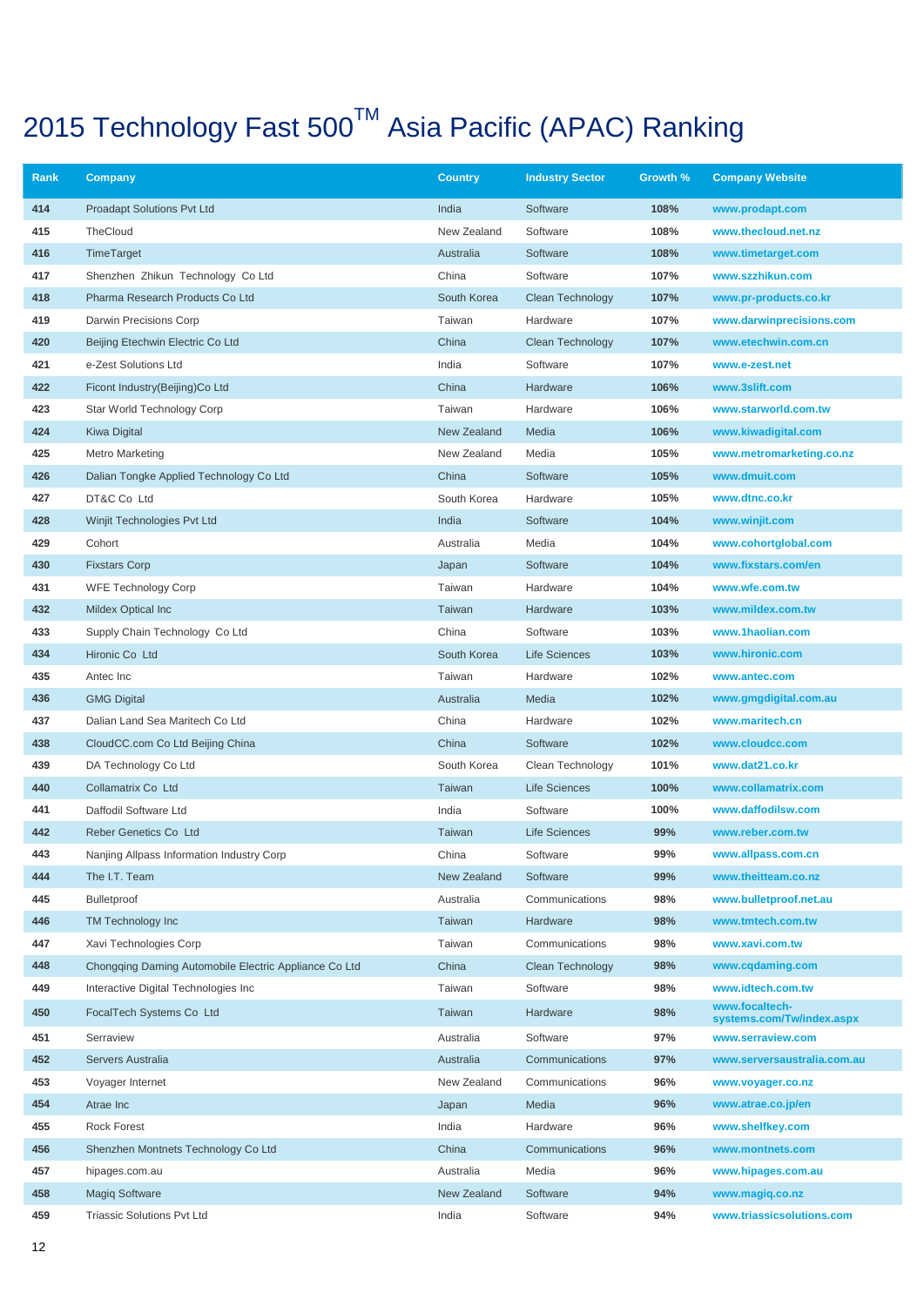# 2015 Technology Fast 500™ Asia Pacific (APAC) Ranking

| Rank | Company | Country | Industry Sector | Growth % | Company Website |
|---|---|---|---|---|---|
| 414 | Proadapt Solutions Pvt Ltd | India | Software | 108% | www.prodapt.com |
| 415 | TheCloud | New Zealand | Software | 108% | www.thecloud.net.nz |
| 416 | TimeTarget | Australia | Software | 108% | www.timetarget.com |
| 417 | Shenzhen Zhikun Technology Co Ltd | China | Software | 107% | www.szzhikun.com |
| 418 | Pharma Research Products Co Ltd | South Korea | Clean Technology | 107% | www.pr-products.co.kr |
| 419 | Darwin Precisions Corp | Taiwan | Hardware | 107% | www.darwinprecisions.com |
| 420 | Beijing Etechwin Electric Co Ltd | China | Clean Technology | 107% | www.etechwin.com.cn |
| 421 | e-Zest Solutions Ltd | India | Software | 107% | www.e-zest.net |
| 422 | Ficont Industry(Beijing)Co Ltd | China | Hardware | 106% | www.3slift.com |
| 423 | Star World Technology Corp | Taiwan | Hardware | 106% | www.starworld.com.tw |
| 424 | Kiwa Digital | New Zealand | Media | 106% | www.kiwadigital.com |
| 425 | Metro Marketing | New Zealand | Media | 105% | www.metromarketing.co.nz |
| 426 | Dalian Tongke Applied Technology Co Ltd | China | Software | 105% | www.dmuit.com |
| 427 | DT&C Co Ltd | South Korea | Hardware | 105% | www.dtnc.co.kr |
| 428 | Winjit Technologies Pvt Ltd | India | Software | 104% | www.winjit.com |
| 429 | Cohort | Australia | Media | 104% | www.cohortglobal.com |
| 430 | Fixstars Corp | Japan | Software | 104% | www.fixstars.com/en |
| 431 | WFE Technology Corp | Taiwan | Hardware | 104% | www.wfe.com.tw |
| 432 | Mildex Optical Inc | Taiwan | Hardware | 103% | www.mildex.com.tw |
| 433 | Supply Chain Technology Co Ltd | China | Software | 103% | www.1haolian.com |
| 434 | Hironic Co Ltd | South Korea | Life Sciences | 103% | www.hironic.com |
| 435 | Antec Inc | Taiwan | Hardware | 102% | www.antec.com |
| 436 | GMG Digital | Australia | Media | 102% | www.gmgdigital.com.au |
| 437 | Dalian Land Sea Maritech Co Ltd | China | Hardware | 102% | www.maritech.cn |
| 438 | CloudCC.com Co Ltd Beijing China | China | Software | 102% | www.cloudcc.com |
| 439 | DA Technology Co Ltd | South Korea | Clean Technology | 101% | www.dat21.co.kr |
| 440 | Collamatrix Co Ltd | Taiwan | Life Sciences | 100% | www.collamatrix.com |
| 441 | Daffodil Software Ltd | India | Software | 100% | www.daffodilsw.com |
| 442 | Reber Genetics Co Ltd | Taiwan | Life Sciences | 99% | www.reber.com.tw |
| 443 | Nanjing Allpass Information Industry Corp | China | Software | 99% | www.allpass.com.cn |
| 444 | The I.T. Team | New Zealand | Software | 99% | www.theitteam.co.nz |
| 445 | Bulletproof | Australia | Communications | 98% | www.bulletproof.net.au |
| 446 | TM Technology Inc | Taiwan | Hardware | 98% | www.tmtech.com.tw |
| 447 | Xavi Technologies Corp | Taiwan | Communications | 98% | www.xavi.com.tw |
| 448 | Chongqing Daming Automobile Electric Appliance Co Ltd | China | Clean Technology | 98% | www.cqdaming.com |
| 449 | Interactive Digital Technologies Inc | Taiwan | Software | 98% | www.idtech.com.tw |
| 450 | FocalTech Systems Co Ltd | Taiwan | Hardware | 98% | www.focaltech-systems.com/Tw/index.aspx |
| 451 | Serraview | Australia | Software | 97% | www.serraview.com |
| 452 | Servers Australia | Australia | Communications | 97% | www.serversaustralia.com.au |
| 453 | Voyager Internet | New Zealand | Communications | 96% | www.voyager.co.nz |
| 454 | Atrae Inc | Japan | Media | 96% | www.atrae.co.jp/en |
| 455 | Rock Forest | India | Hardware | 96% | www.shelfkey.com |
| 456 | Shenzhen Montnets Technology Co Ltd | China | Communications | 96% | www.montnets.com |
| 457 | hipages.com.au | Australia | Media | 96% | www.hipages.com.au |
| 458 | Magiq Software | New Zealand | Software | 94% | www.magiq.co.nz |
| 459 | Triassic Solutions Pvt Ltd | India | Software | 94% | www.triassicsolutions.com |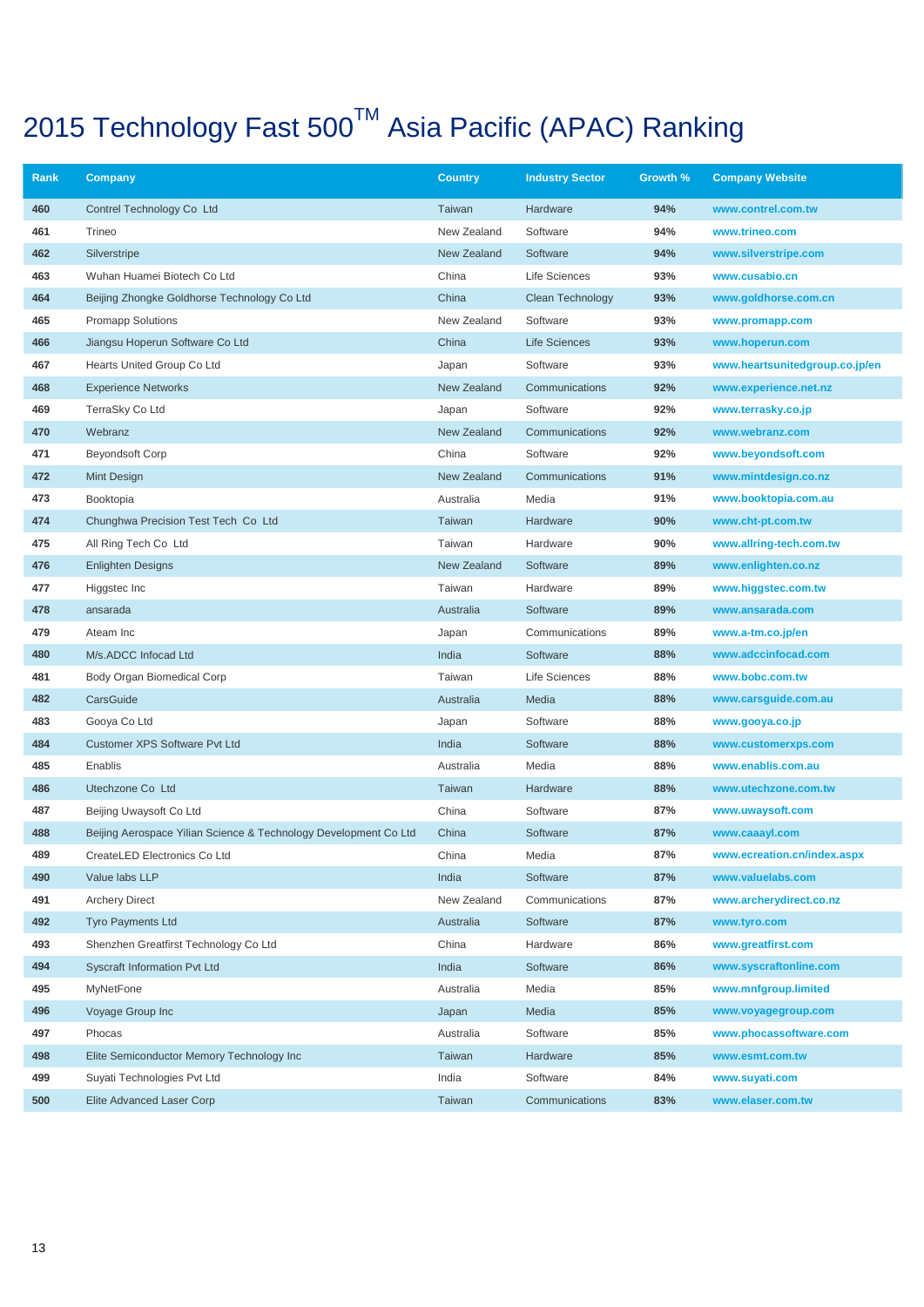# 2015 Technology Fast 500™ Asia Pacific (APAC) Ranking

| Rank | Company | Country | Industry Sector | Growth % | Company Website |
|---|---|---|---|---|---|
| 460 | Contrel Technology Co Ltd | Taiwan | Hardware | 94% | www.contrel.com.tw |
| 461 | Trineo | New Zealand | Software | 94% | www.trineo.com |
| 462 | Silverstripe | New Zealand | Software | 94% | www.silverstripe.com |
| 463 | Wuhan Huamei Biotech Co Ltd | China | Life Sciences | 93% | www.cusabio.cn |
| 464 | Beijing Zhongke Goldhorse Technology Co Ltd | China | Clean Technology | 93% | www.goldhorse.com.cn |
| 465 | Promapp Solutions | New Zealand | Software | 93% | www.promapp.com |
| 466 | Jiangsu Hoperun Software Co Ltd | China | Life Sciences | 93% | www.hoperun.com |
| 467 | Hearts United Group Co Ltd | Japan | Software | 93% | www.heartsunitedgroup.co.jp/en |
| 468 | Experience Networks | New Zealand | Communications | 92% | www.experience.net.nz |
| 469 | TerraSky Co Ltd | Japan | Software | 92% | www.terrasky.co.jp |
| 470 | Webranz | New Zealand | Communications | 92% | www.webranz.com |
| 471 | Beyondsoft Corp | China | Software | 92% | www.beyondsoft.com |
| 472 | Mint Design | New Zealand | Communications | 91% | www.mintdesign.co.nz |
| 473 | Booktopia | Australia | Media | 91% | www.booktopia.com.au |
| 474 | Chunghwa Precision Test Tech Co Ltd | Taiwan | Hardware | 90% | www.cht-pt.com.tw |
| 475 | All Ring Tech Co Ltd | Taiwan | Hardware | 90% | www.allring-tech.com.tw |
| 476 | Enlighten Designs | New Zealand | Software | 89% | www.enlighten.co.nz |
| 477 | Higgstec Inc | Taiwan | Hardware | 89% | www.higgstec.com.tw |
| 478 | ansarada | Australia | Software | 89% | www.ansarada.com |
| 479 | Ateam Inc | Japan | Communications | 89% | www.a-tm.co.jp/en |
| 480 | M/s.ADCC Infocad Ltd | India | Software | 88% | www.adccinfocad.com |
| 481 | Body Organ Biomedical Corp | Taiwan | Life Sciences | 88% | www.bobc.com.tw |
| 482 | CarsGuide | Australia | Media | 88% | www.carsguide.com.au |
| 483 | Gooya Co Ltd | Japan | Software | 88% | www.gooya.co.jp |
| 484 | Customer XPS Software Pvt Ltd | India | Software | 88% | www.customerxps.com |
| 485 | Enablis | Australia | Media | 88% | www.enablis.com.au |
| 486 | Utechzone Co Ltd | Taiwan | Hardware | 88% | www.utechzone.com.tw |
| 487 | Beijing Uwaysoft Co Ltd | China | Software | 87% | www.uwaysoft.com |
| 488 | Beijing Aerospace Yilian Science & Technology Development Co Ltd | China | Software | 87% | www.caaayl.com |
| 489 | CreateLED Electronics Co Ltd | China | Media | 87% | www.ecreation.cn/index.aspx |
| 490 | Value labs LLP | India | Software | 87% | www.valuelabs.com |
| 491 | Archery Direct | New Zealand | Communications | 87% | www.archerydirect.co.nz |
| 492 | Tyro Payments Ltd | Australia | Software | 87% | www.tyro.com |
| 493 | Shenzhen Greatfirst Technology Co Ltd | China | Hardware | 86% | www.greatfirst.com |
| 494 | Syscraft Information Pvt Ltd | India | Software | 86% | www.syscraftonline.com |
| 495 | MyNetFone | Australia | Media | 85% | www.mnfgroup.limited |
| 496 | Voyage Group Inc | Japan | Media | 85% | www.voyagegroup.com |
| 497 | Phocas | Australia | Software | 85% | www.phocassoftware.com |
| 498 | Elite Semiconductor Memory Technology Inc | Taiwan | Hardware | 85% | www.esmt.com.tw |
| 499 | Suyati Technologies Pvt Ltd | India | Software | 84% | www.suyati.com |
| 500 | Elite Advanced Laser Corp | Taiwan | Communications | 83% | www.elaser.com.tw |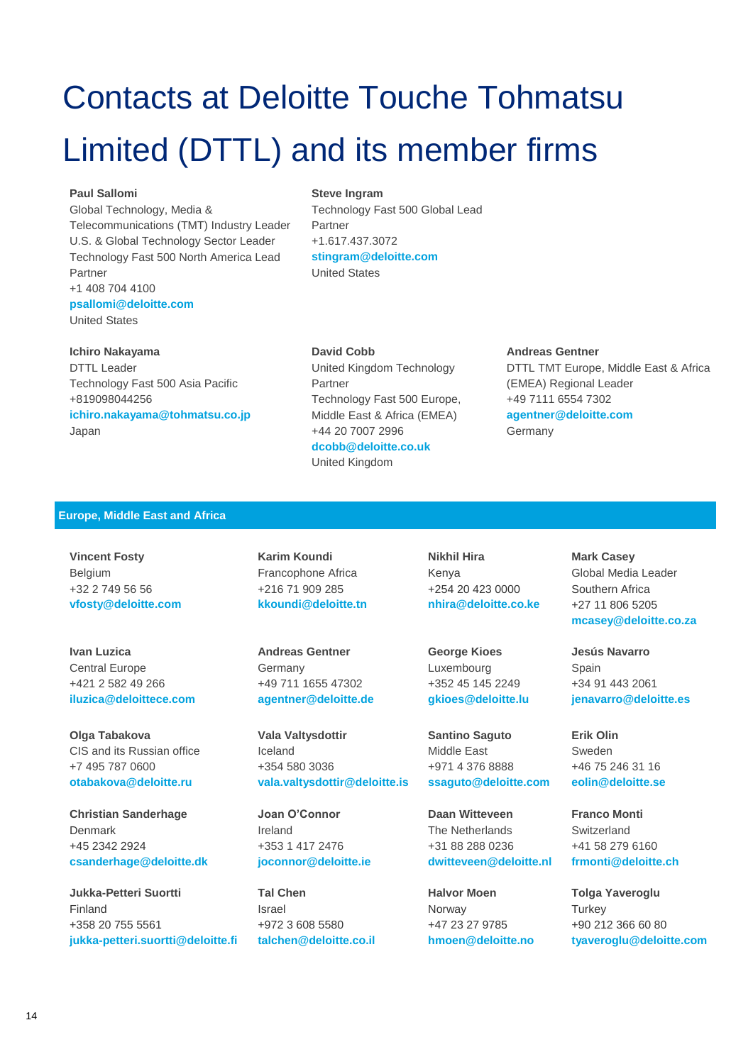# Contacts at Deloitte Touche Tohmatsu Limited (DTTL) and its member firms

**Paul Sallomi**
Global Technology, Media & Telecommunications (TMT) Industry Leader
U.S. & Global Technology Sector Leader
Technology Fast 500 North America Lead Partner
+1 408 704 4100
**psallomi@deloitte.com**
United States

**Steve Ingram**
Technology Fast 500 Global Lead Partner
+1.617.437.3072
**stingram@deloitte.com**
United States

**Ichiro Nakayama**
DTTL Leader
Technology Fast 500 Asia Pacific
+819098044256
**ichiro.nakayama@tohmatsu.co.jp**
Japan

**David Cobb**
United Kingdom Technology Partner
Technology Fast 500 Europe, Middle East & Africa (EMEA)
+44 20 7007 2996
**dcobb@deloitte.co.uk**
United Kingdom

**Andreas Gentner**
DTTL TMT Europe, Middle East & Africa (EMEA) Regional Leader
+49 7111 6554 7302
**agentner@deloitte.com**
Germany

## Europe, Middle East and Africa

**Vincent Fosty**
Belgium
+32 2 749 56 56
**vfosty@deloitte.com**

**Karim Koundi**
Francophone Africa
+216 71 909 285
**kkoundi@deloitte.tn**

**Nikhil Hira**
Kenya
+254 20 423 0000
**nhira@deloitte.co.ke**

**Mark Casey**
Global Media Leader
Southern Africa
+27 11 806 5205
**mcasey@deloitte.co.za**

**Ivan Luzica**
Central Europe
+421 2 582 49 266
**iluzica@deloittece.com**

**Andreas Gentner**
Germany
+49 711 1655 47302
**agentner@deloitte.de**

**George Kioes**
Luxembourg
+352 45 145 2249
**gkioes@deloitte.lu**

**Jesús Navarro**
Spain
+34 91 443 2061
**jenavarro@deloitte.es**

**Olga Tabakova**
CIS and its Russian office
+7 495 787 0600
**otabakova@deloitte.ru**

**Vala Valtysdottir**
Iceland
+354 580 3036
**vala.valtysdottir@deloitte.is**

**Santino Saguto**
Middle East
+971 4 376 8888
**ssaguto@deloitte.com**

**Erik Olin**
Sweden
+46 75 246 31 16
**eolin@deloitte.se**

**Christian Sanderhage**
Denmark
+45 2342 2924
**csanderhage@deloitte.dk**

**Joan O'Connor**
Ireland
+353 1 417 2476
**joconnor@deloitte.ie**

**Daan Witteveen**
The Netherlands
+31 88 288 0236
**dwitteveen@deloitte.nl**

**Franco Monti**
Switzerland
+41 58 279 6160
**frmonti@deloitte.ch**

**Jukka-Petteri Suortti**
Finland
+358 20 755 5561
**jukka-petteri.suortti@deloitte.fi**

**Tal Chen**
Israel
+972 3 608 5580
**talchen@deloitte.co.il**

**Halvor Moen**
Norway
+47 23 27 9785
**hmoen@deloitte.no**

**Tolga Yaveroglu**
Turkey
+90 212 366 60 80
**tyaveroglu@deloitte.com**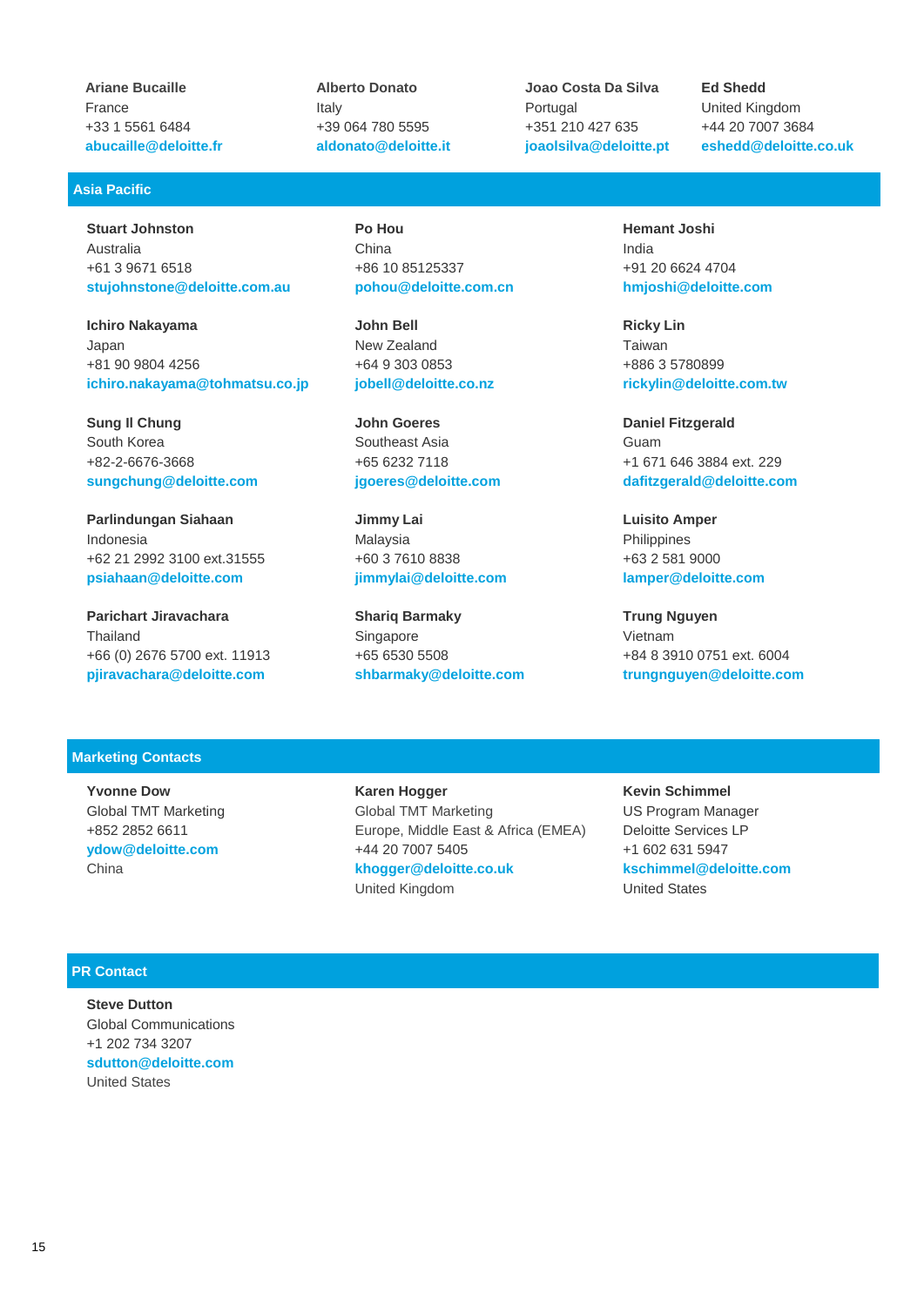**Ariane Bucaille**
France
+33 1 5561 6484
**abucaille@deloitte.fr**

**Alberto Donato**
Italy
+39 064 780 5595
**aldonato@deloitte.it**

**Joao Costa Da Silva**
Portugal
+351 210 427 635
**joaolsilva@deloitte.pt**

**Ed Shedd**
United Kingdom
+44 20 7007 3684
**eshedd@deloitte.co.uk**

## Asia Pacific

**Stuart Johnston**
Australia
+61 3 9671 6518
**stujohnstone@deloitte.com.au**

**Po Hou**
China
+86 10 85125337
**pohou@deloitte.com.cn**

**Hemant Joshi**
India
+91 20 6624 4704
**hmjoshi@deloitte.com**

**Ichiro Nakayama**
Japan
+81 90 9804 4256
**ichiro.nakayama@tohmatsu.co.jp**

**John Bell**
New Zealand
+64 9 303 0853
**jobell@deloitte.co.nz**

**Ricky Lin**
Taiwan
+886 3 5780899
**rickylin@deloitte.com.tw**

**Sung Il Chung**
South Korea
+82-2-6676-3668
**sungchung@deloitte.com**

**John Goeres**
Southeast Asia
+65 6232 7118
**jgoeres@deloitte.com**

**Daniel Fitzgerald**
Guam
+1 671 646 3884 ext. 229
**dafitzgerald@deloitte.com**

**Parlindungan Siahaan**
Indonesia
+62 21 2992 3100 ext.31555
**psiahaan@deloitte.com**

**Jimmy Lai**
Malaysia
+60 3 7610 8838
**jimmylai@deloitte.com**

**Luisito Amper**
Philippines
+63 2 581 9000
**lamper@deloitte.com**

**Parichart Jiravachara**
Thailand
+66 (0) 2676 5700 ext. 11913
**pjiravachara@deloitte.com**

**Shariq Barmaky**
Singapore
+65 6530 5508
**shbarmaky@deloitte.com**

**Trung Nguyen**
Vietnam
+84 8 3910 0751 ext. 6004
**trungnguyen@deloitte.com**

## Marketing Contacts

**Yvonne Dow**
Global TMT Marketing
+852 2852 6611
**ydow@deloitte.com**
China

**Karen Hogger**
Global TMT Marketing
Europe, Middle East & Africa (EMEA)
+44 20 7007 5405
**khogger@deloitte.co.uk**
United Kingdom

**Kevin Schimmel**
US Program Manager
Deloitte Services LP
+1 602 631 5947
**kschimmel@deloitte.com**
United States

## PR Contact

**Steve Dutton**
Global Communications
+1 202 734 3207
**sdutton@deloitte.com**
United States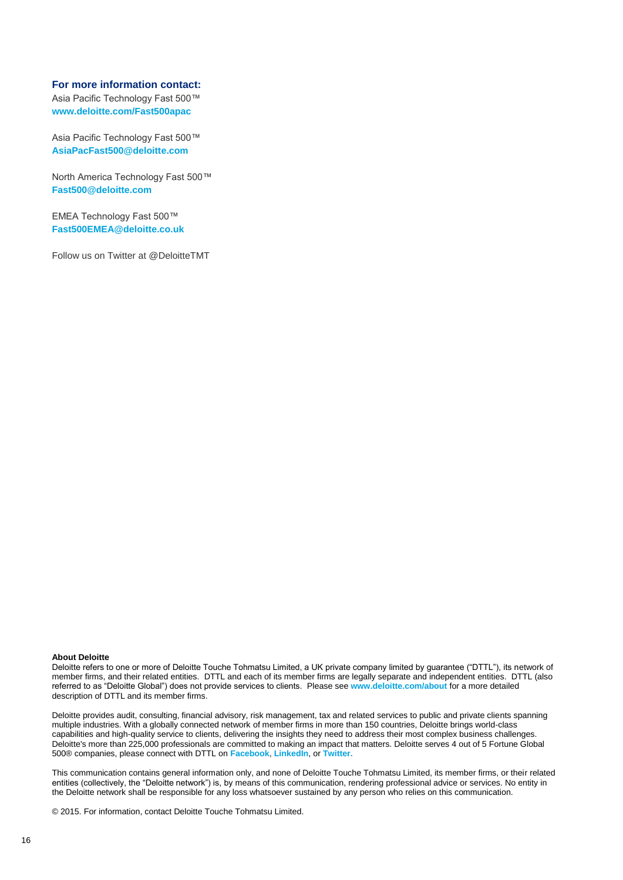**For more information contact:**

Asia Pacific Technology Fast 500™
**www.deloitte.com/Fast500apac**

Asia Pacific Technology Fast 500™
**AsiaPacFast500@deloitte.com**

North America Technology Fast 500™
**Fast500@deloitte.com**

EMEA Technology Fast 500™
**Fast500EMEA@deloitte.co.uk**

Follow us on Twitter at @DeloitteTMT

**About Deloitte**
Deloitte refers to one or more of Deloitte Touche Tohmatsu Limited, a UK private company limited by guarantee ("DTTL"), its network of member firms, and their related entities. DTTL and each of its member firms are legally separate and independent entities. DTTL (also referred to as "Deloitte Global") does not provide services to clients. Please see **www.deloitte.com/about** for a more detailed description of DTTL and its member firms.

Deloitte provides audit, consulting, financial advisory, risk management, tax and related services to public and private clients spanning multiple industries. With a globally connected network of member firms in more than 150 countries, Deloitte brings world-class capabilities and high-quality service to clients, delivering the insights they need to address their most complex business challenges. Deloitte's more than 225,000 professionals are committed to making an impact that matters. Deloitte serves 4 out of 5 Fortune Global 500® companies, please connect with DTTL on **Facebook**, **LinkedIn**, or **Twitter.**

This communication contains general information only, and none of Deloitte Touche Tohmatsu Limited, its member firms, or their related entities (collectively, the "Deloitte network") is, by means of this communication, rendering professional advice or services. No entity in the Deloitte network shall be responsible for any loss whatsoever sustained by any person who relies on this communication.

© 2015. For information, contact Deloitte Touche Tohmatsu Limited.